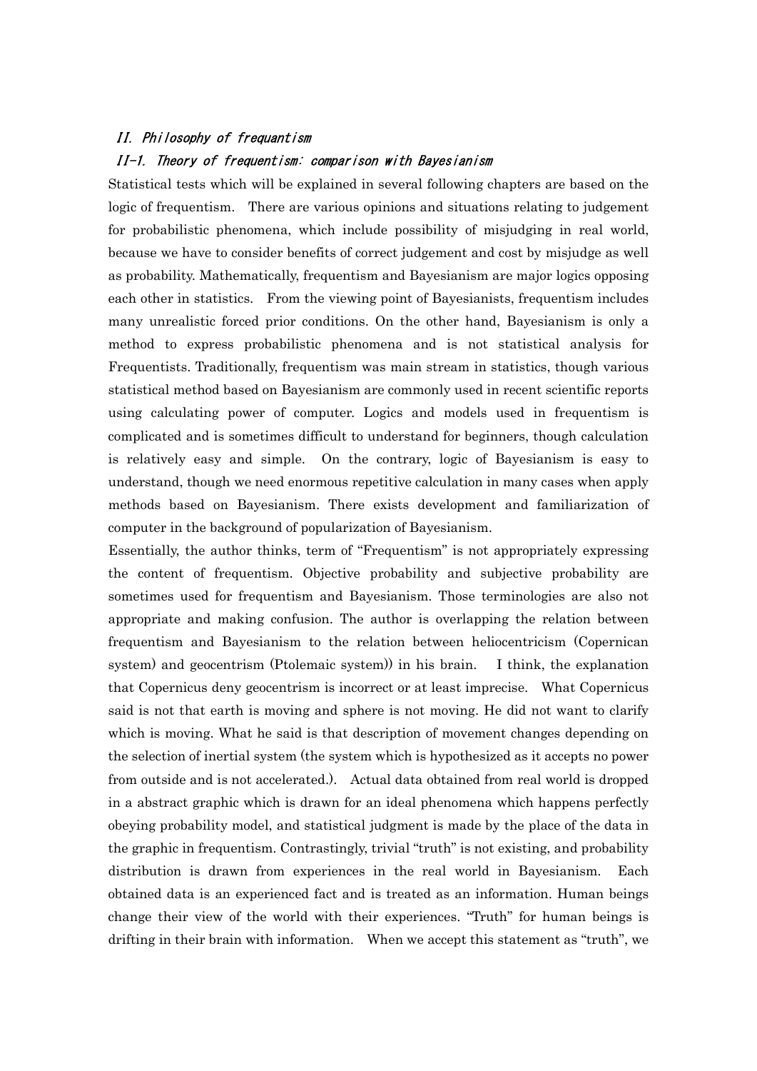## II. Philosophy of frequantism

### II-1. Theory of frequentism: comparison with Bayesianism

Statistical tests which will be explained in several following chapters are based on the logic of frequentism. There are various opinions and situations relating to judgement for probabilistic phenomena, which include possibility of misjudging in real world, because we have to consider benefits of correct judgement and cost by misjudge as well as probability. Mathematically, frequentism and Bayesianism are major logics opposing each other in statistics. From the viewing point of Bayesianists, frequentism includes many unrealistic forced prior conditions. On the other hand, Bayesianism is only a method to express probabilistic phenomena and is not statistical analysis for Frequentists. Traditionally, frequentism was main stream in statistics, though various statistical method based on Bayesianism are commonly used in recent scientific reports using calculating power of computer. Logics and models used in frequentism is complicated and is sometimes difficult to understand for beginners, though calculation is relatively easy and simple. On the contrary, logic of Bayesianism is easy to understand, though we need enormous repetitive calculation in many cases when apply methods based on Bayesianism. There exists development and familiarization of computer in the background of popularization of Bayesianism.

Essentially, the author thinks, term of "Frequentism" is not appropriately expressing the content of frequentism. Objective probability and subjective probability are sometimes used for frequentism and Bayesianism. Those terminologies are also not appropriate and making confusion. The author is overlapping the relation between frequentism and Bayesianism to the relation between heliocentricism (Copernican system) and geocentrism (Ptolemaic system)) in his brain. I think, the explanation that Copernicus deny geocentrism is incorrect or at least imprecise. What Copernicus said is not that earth is moving and sphere is not moving. He did not want to clarify which is moving. What he said is that description of movement changes depending on the selection of inertial system (the system which is hypothesized as it accepts no power from outside and is not accelerated.). Actual data obtained from real world is dropped in a abstract graphic which is drawn for an ideal phenomena which happens perfectly obeying probability model, and statistical judgment is made by the place of the data in the graphic in frequentism. Contrastingly, trivial "truth" is not existing, and probability distribution is drawn from experiences in the real world in Bayesianism. Each obtained data is an experienced fact and is treated as an information. Human beings change their view of the world with their experiences. "Truth" for human beings is drifting in their brain with information. When we accept this statement as "truth", we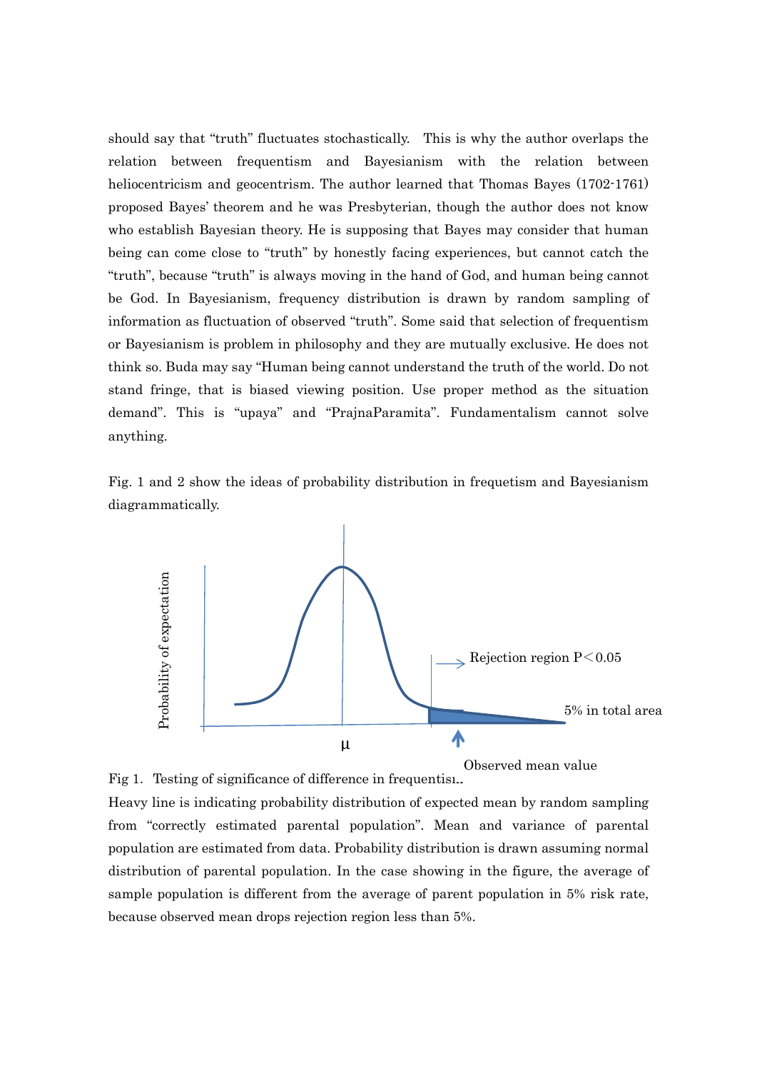should say that "truth" fluctuates stochastically. This is why the author overlaps the relation between frequentism and Bayesianism with the relation between heliocentricism and geocentrism. The author learned that Thomas Bayes (1702-1761) proposed Bayes' theorem and he was Presbyterian, though the author does not know who establish Bayesian theory. He is supposing that Bayes may consider that human being can come close to "truth" by honestly facing experiences, but cannot catch the "truth", because "truth" is always moving in the hand of God, and human being cannot be God. In Bayesianism, frequency distribution is drawn by random sampling of information as fluctuation of observed "truth". Some said that selection of frequentism or Bayesianism is problem in philosophy and they are mutually exclusive. He does not think so. Buda may say "Human being cannot understand the truth of the world. Do not stand fringe, that is biased viewing position. Use proper method as the situation demand". This is "upaya" and "PrajnaParamita". Fundamentalism cannot solve anything.

Fig. 1 and 2 show the ideas of probability distribution in frequetism and Bayesianism diagrammatically.

Probability of expectation

Rejection region P＜0.05

5% in total area

μ

Observed mean value

Fig 1. Testing of significance of difference in frequentism

Heavy line is indicating probability distribution of expected mean by random sampling from "correctly estimated parental population". Mean and variance of parental population are estimated from data. Probability distribution is drawn assuming normal distribution of parental population. In the case showing in the figure, the average of sample population is different from the average of parent population in 5% risk rate, because observed mean drops rejection region less than 5%.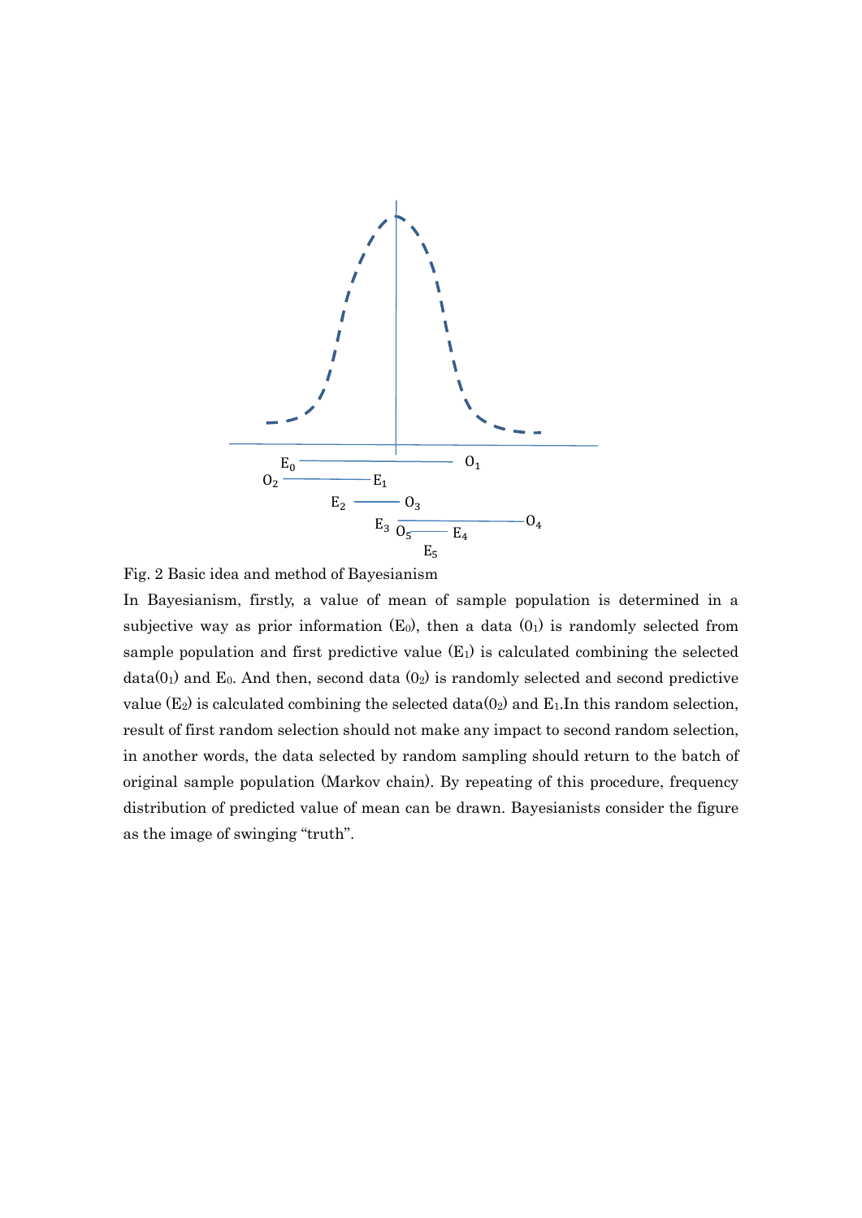$E_0$ $O_1$

$O_2$ $E_1$

$E_2$ $O_3$

$E_3$ $O_5$ $E_4$ $O_4$

$E_5$

Fig. 2 Basic idea and method of Bayesianism

In Bayesianism, firstly, a value of mean of sample population is determined in a subjective way as prior information ($E_0$), then a data ($0_1$) is randomly selected from sample population and first predictive value ($E_1$) is calculated combining the selected data($0_1$) and $E_0$. And then, second data ($0_2$) is randomly selected and second predictive value ($E_2$) is calculated combining the selected data($0_2$) and $E_1$.In this random selection, result of first random selection should not make any impact to second random selection, in another words, the data selected by random sampling should return to the batch of original sample population (Markov chain). By repeating of this procedure, frequency distribution of predicted value of mean can be drawn. Bayesianists consider the figure as the image of swinging "truth".